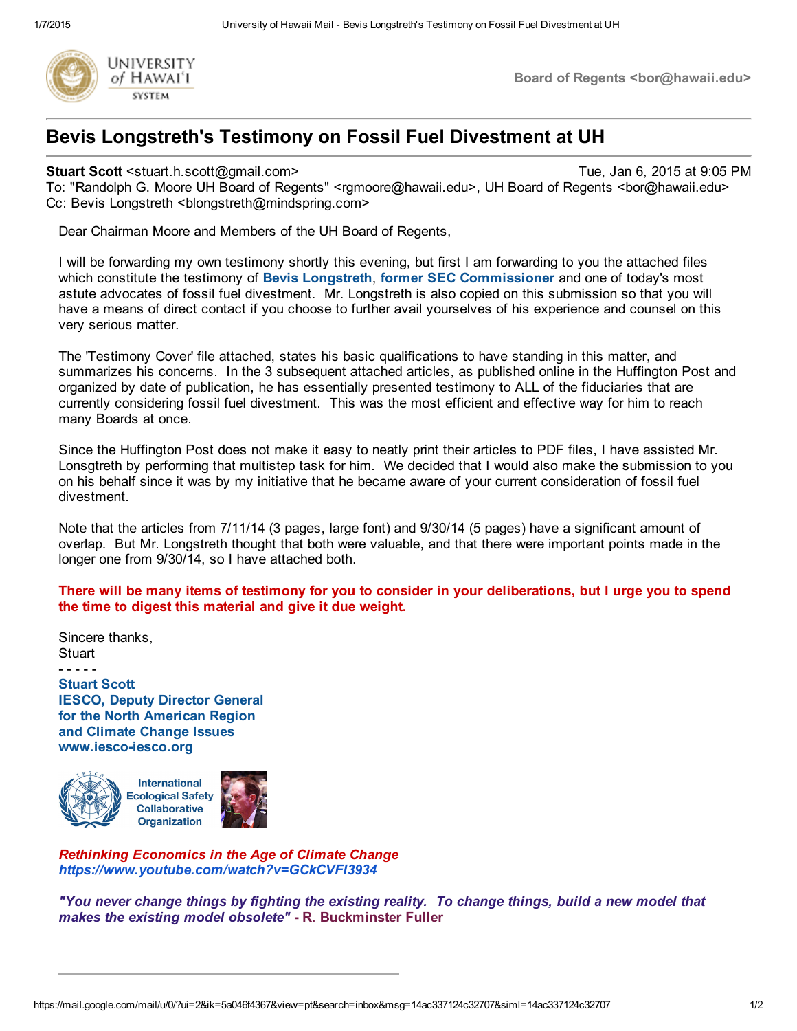Board of Regents <bor@hawaii.edu>

# Bevis Longstreth's Testimony on Fossil Fuel Divestment at UH

**Stuart Scott** <stuart.h.scott@gmail.com> — Tue, Jan 6, 2015 at 9:05 PM
To: "Randolph G. Moore UH Board of Regents" <rgmoore@hawaii.edu>, UH Board of Regents <bor@hawaii.edu>
Cc: Bevis Longstreth <blongstreth@mindspring.com>

Dear Chairman Moore and Members of the UH Board of Regents,

I will be forwarding my own testimony shortly this evening, but first I am forwarding to you the attached files which constitute the testimony of **Bevis Longstreth**, **former SEC Commissioner** and one of today's most astute advocates of fossil fuel divestment. Mr. Longstreth is also copied on this submission so that you will have a means of direct contact if you choose to further avail yourselves of his experience and counsel on this very serious matter.

The 'Testimony Cover' file attached, states his basic qualifications to have standing in this matter, and summarizes his concerns. In the 3 subsequent attached articles, as published online in the Huffington Post and organized by date of publication, he has essentially presented testimony to ALL of the fiduciaries that are currently considering fossil fuel divestment. This was the most efficient and effective way for him to reach many Boards at once.

Since the Huffington Post does not make it easy to neatly print their articles to PDF files, I have assisted Mr. Lonsgtreth by performing that multistep task for him. We decided that I would also make the submission to you on his behalf since it was by my initiative that he became aware of your current consideration of fossil fuel divestment.

Note that the articles from 7/11/14 (3 pages, large font) and 9/30/14 (5 pages) have a significant amount of overlap. But Mr. Longstreth thought that both were valuable, and that there were important points made in the longer one from 9/30/14, so I have attached both.

**There will be many items of testimony for you to consider in your deliberations, but I urge you to spend the time to digest this material and give it due weight.**

Sincere thanks,
Stuart
\- - - - -
**Stuart Scott**
**IESCO, Deputy Director General**
**for the North American Region**
**and Climate Change Issues**
**www.iesco-iesco.org**

International Ecological Safety Collaborative Organization

***Rethinking Economics in the Age of Climate Change***
***https://www.youtube.com/watch?v=GCkCVFI3934***

***"You never change things by fighting the existing reality. To change things, build a new model that makes the existing model obsolete"*** **- R. Buckminster Fuller**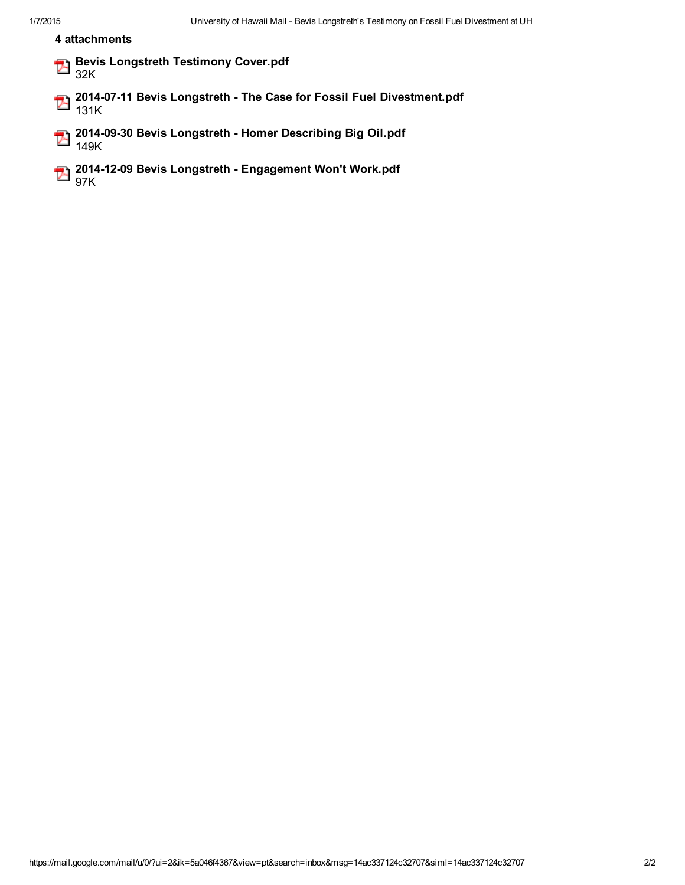**4 attachments**

- **Bevis Longstreth Testimony Cover.pdf**
  32K
- **2014-07-11 Bevis Longstreth - The Case for Fossil Fuel Divestment.pdf**
  131K
- **2014-09-30 Bevis Longstreth - Homer Describing Big Oil.pdf**
  149K
- **2014-12-09 Bevis Longstreth - Engagement Won't Work.pdf**
  97K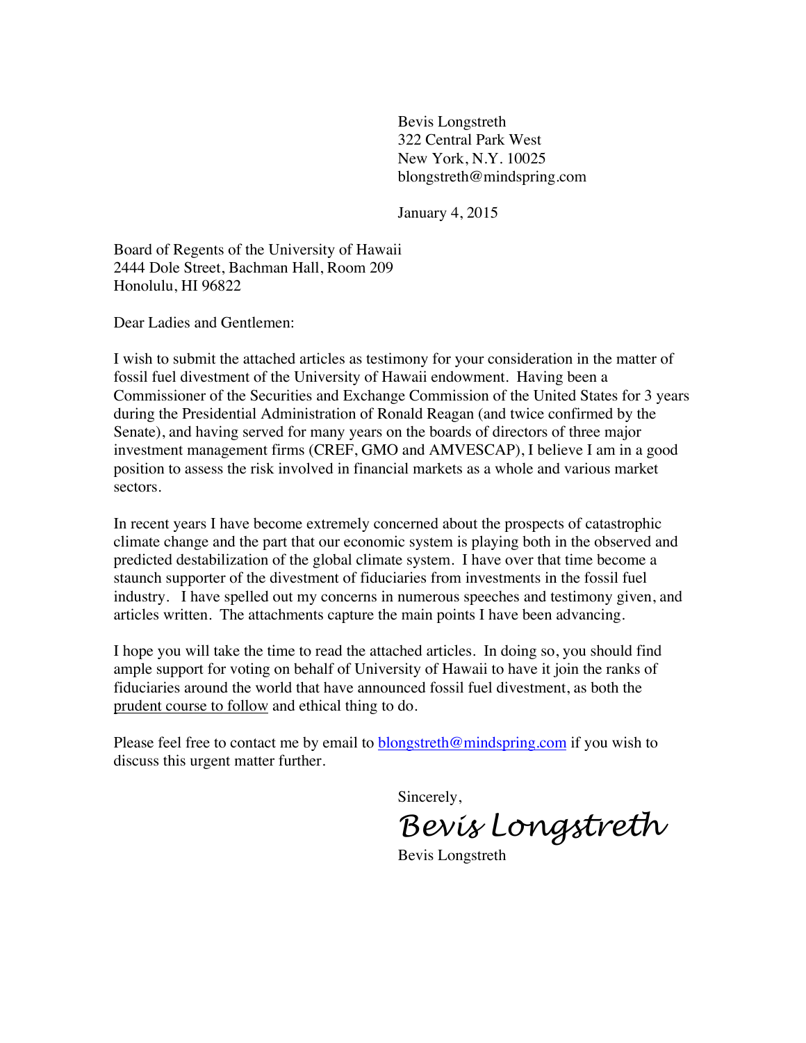Bevis Longstreth
322 Central Park West
New York, N.Y. 10025
blongstreth@mindspring.com

January 4, 2015

Board of Regents of the University of Hawaii
2444 Dole Street, Bachman Hall, Room 209
Honolulu, HI 96822

Dear Ladies and Gentlemen:

I wish to submit the attached articles as testimony for your consideration in the matter of fossil fuel divestment of the University of Hawaii endowment. Having been a Commissioner of the Securities and Exchange Commission of the United States for 3 years during the Presidential Administration of Ronald Reagan (and twice confirmed by the Senate), and having served for many years on the boards of directors of three major investment management firms (CREF, GMO and AMVESCAP), I believe I am in a good position to assess the risk involved in financial markets as a whole and various market sectors.

In recent years I have become extremely concerned about the prospects of catastrophic climate change and the part that our economic system is playing both in the observed and predicted destabilization of the global climate system. I have over that time become a staunch supporter of the divestment of fiduciaries from investments in the fossil fuel industry. I have spelled out my concerns in numerous speeches and testimony given, and articles written. The attachments capture the main points I have been advancing.

I hope you will take the time to read the attached articles. In doing so, you should find ample support for voting on behalf of University of Hawaii to have it join the ranks of fiduciaries around the world that have announced fossil fuel divestment, as both the <u>prudent course to follow</u> and ethical thing to do.

Please feel free to contact me by email to blongstreth@mindspring.com if you wish to discuss this urgent matter further.

Sincerely,

*Bevis Longstreth*

Bevis Longstreth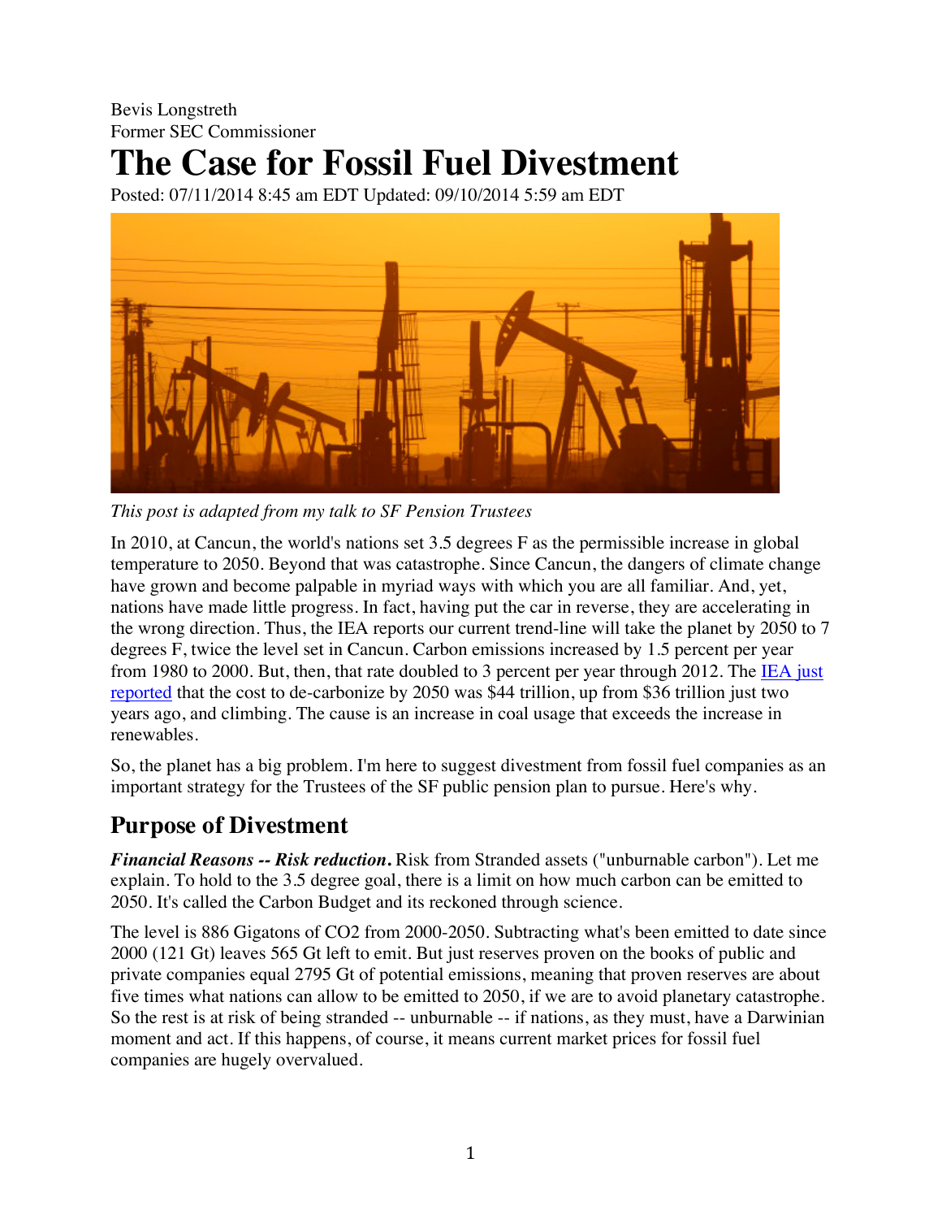Bevis Longstreth
Former SEC Commissioner

# The Case for Fossil Fuel Divestment

Posted: 07/11/2014 8:45 am EDT Updated: 09/10/2014 5:59 am EDT

*This post is adapted from my talk to SF Pension Trustees*

In 2010, at Cancun, the world's nations set 3.5 degrees F as the permissible increase in global temperature to 2050. Beyond that was catastrophe. Since Cancun, the dangers of climate change have grown and become palpable in myriad ways with which you are all familiar. And, yet, nations have made little progress. In fact, having put the car in reverse, they are accelerating in the wrong direction. Thus, the IEA reports our current trend-line will take the planet by 2050 to 7 degrees F, twice the level set in Cancun. Carbon emissions increased by 1.5 percent per year from 1980 to 2000. But, then, that rate doubled to 3 percent per year through 2012. The [IEA just reported]() that the cost to de-carbonize by 2050 was $44 trillion, up from $36 trillion just two years ago, and climbing. The cause is an increase in coal usage that exceeds the increase in renewables.

So, the planet has a big problem. I'm here to suggest divestment from fossil fuel companies as an important strategy for the Trustees of the SF public pension plan to pursue. Here's why.

## Purpose of Divestment

***Financial Reasons -- Risk reduction.*** Risk from Stranded assets ("unburnable carbon"). Let me explain. To hold to the 3.5 degree goal, there is a limit on how much carbon can be emitted to 2050. It's called the Carbon Budget and its reckoned through science.

The level is 886 Gigatons of CO2 from 2000-2050. Subtracting what's been emitted to date since 2000 (121 Gt) leaves 565 Gt left to emit. But just reserves proven on the books of public and private companies equal 2795 Gt of potential emissions, meaning that proven reserves are about five times what nations can allow to be emitted to 2050, if we are to avoid planetary catastrophe. So the rest is at risk of being stranded -- unburnable -- if nations, as they must, have a Darwinian moment and act. If this happens, of course, it means current market prices for fossil fuel companies are hugely overvalued.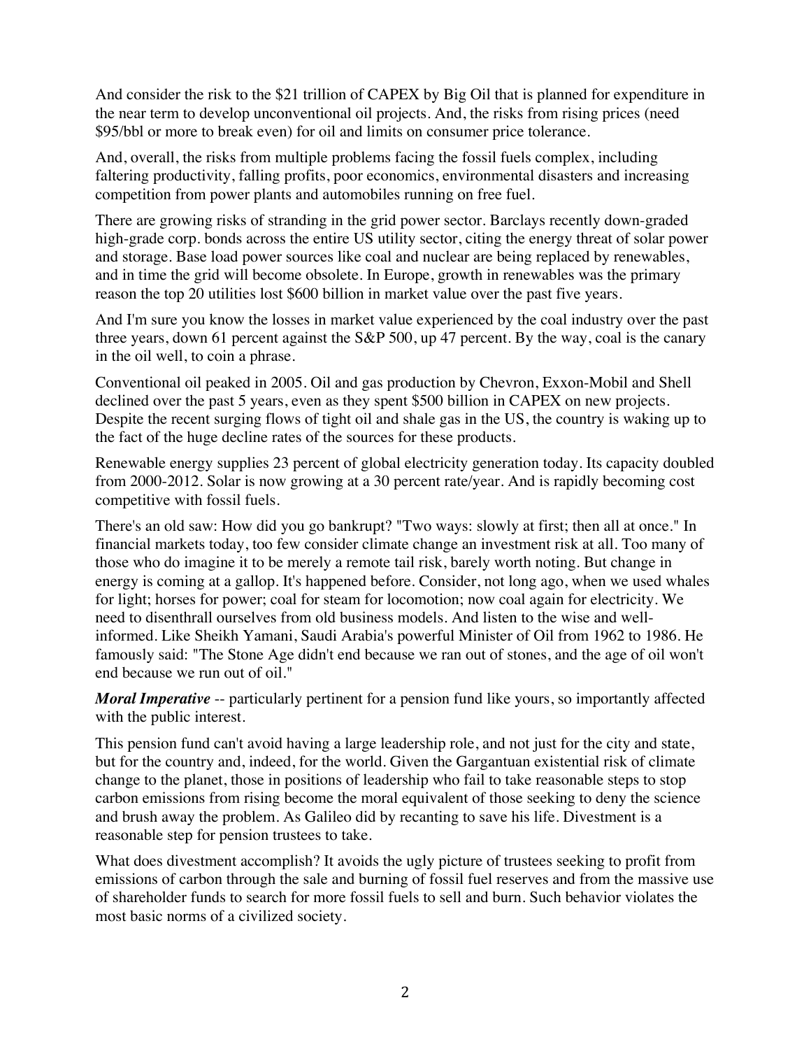And consider the risk to the $21 trillion of CAPEX by Big Oil that is planned for expenditure in the near term to develop unconventional oil projects. And, the risks from rising prices (need $95/bbl or more to break even) for oil and limits on consumer price tolerance.

And, overall, the risks from multiple problems facing the fossil fuels complex, including faltering productivity, falling profits, poor economics, environmental disasters and increasing competition from power plants and automobiles running on free fuel.

There are growing risks of stranding in the grid power sector. Barclays recently down-graded high-grade corp. bonds across the entire US utility sector, citing the energy threat of solar power and storage. Base load power sources like coal and nuclear are being replaced by renewables, and in time the grid will become obsolete. In Europe, growth in renewables was the primary reason the top 20 utilities lost $600 billion in market value over the past five years.

And I'm sure you know the losses in market value experienced by the coal industry over the past three years, down 61 percent against the S&P 500, up 47 percent. By the way, coal is the canary in the oil well, to coin a phrase.

Conventional oil peaked in 2005. Oil and gas production by Chevron, Exxon-Mobil and Shell declined over the past 5 years, even as they spent $500 billion in CAPEX on new projects. Despite the recent surging flows of tight oil and shale gas in the US, the country is waking up to the fact of the huge decline rates of the sources for these products.

Renewable energy supplies 23 percent of global electricity generation today. Its capacity doubled from 2000-2012. Solar is now growing at a 30 percent rate/year. And is rapidly becoming cost competitive with fossil fuels.

There's an old saw: How did you go bankrupt? "Two ways: slowly at first; then all at once." In financial markets today, too few consider climate change an investment risk at all. Too many of those who do imagine it to be merely a remote tail risk, barely worth noting. But change in energy is coming at a gallop. It's happened before. Consider, not long ago, when we used whales for light; horses for power; coal for steam for locomotion; now coal again for electricity. We need to disenthrall ourselves from old business models. And listen to the wise and well-informed. Like Sheikh Yamani, Saudi Arabia's powerful Minister of Oil from 1962 to 1986. He famously said: "The Stone Age didn't end because we ran out of stones, and the age of oil won't end because we run out of oil."

***Moral Imperative*** -- particularly pertinent for a pension fund like yours, so importantly affected with the public interest.

This pension fund can't avoid having a large leadership role, and not just for the city and state, but for the country and, indeed, for the world. Given the Gargantuan existential risk of climate change to the planet, those in positions of leadership who fail to take reasonable steps to stop carbon emissions from rising become the moral equivalent of those seeking to deny the science and brush away the problem. As Galileo did by recanting to save his life. Divestment is a reasonable step for pension trustees to take.

What does divestment accomplish? It avoids the ugly picture of trustees seeking to profit from emissions of carbon through the sale and burning of fossil fuel reserves and from the massive use of shareholder funds to search for more fossil fuels to sell and burn. Such behavior violates the most basic norms of a civilized society.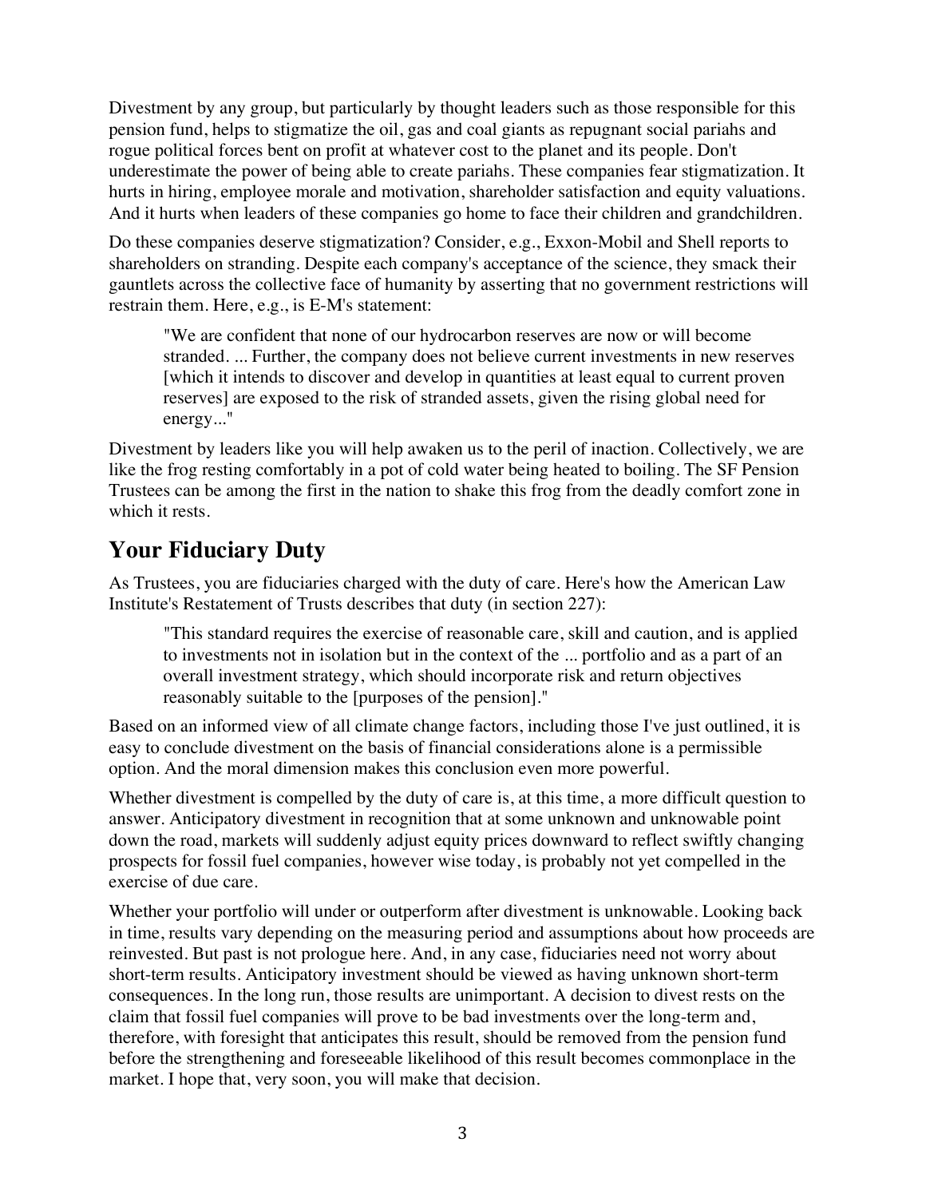Divestment by any group, but particularly by thought leaders such as those responsible for this pension fund, helps to stigmatize the oil, gas and coal giants as repugnant social pariahs and rogue political forces bent on profit at whatever cost to the planet and its people. Don't underestimate the power of being able to create pariahs. These companies fear stigmatization. It hurts in hiring, employee morale and motivation, shareholder satisfaction and equity valuations. And it hurts when leaders of these companies go home to face their children and grandchildren.

Do these companies deserve stigmatization? Consider, e.g., Exxon-Mobil and Shell reports to shareholders on stranding. Despite each company's acceptance of the science, they smack their gauntlets across the collective face of humanity by asserting that no government restrictions will restrain them. Here, e.g., is E-M's statement:

> "We are confident that none of our hydrocarbon reserves are now or will become stranded. ... Further, the company does not believe current investments in new reserves [which it intends to discover and develop in quantities at least equal to current proven reserves] are exposed to the risk of stranded assets, given the rising global need for energy..."

Divestment by leaders like you will help awaken us to the peril of inaction. Collectively, we are like the frog resting comfortably in a pot of cold water being heated to boiling. The SF Pension Trustees can be among the first in the nation to shake this frog from the deadly comfort zone in which it rests.

## Your Fiduciary Duty

As Trustees, you are fiduciaries charged with the duty of care. Here's how the American Law Institute's Restatement of Trusts describes that duty (in section 227):

> "This standard requires the exercise of reasonable care, skill and caution, and is applied to investments not in isolation but in the context of the ... portfolio and as a part of an overall investment strategy, which should incorporate risk and return objectives reasonably suitable to the [purposes of the pension]."

Based on an informed view of all climate change factors, including those I've just outlined, it is easy to conclude divestment on the basis of financial considerations alone is a permissible option. And the moral dimension makes this conclusion even more powerful.

Whether divestment is compelled by the duty of care is, at this time, a more difficult question to answer. Anticipatory divestment in recognition that at some unknown and unknowable point down the road, markets will suddenly adjust equity prices downward to reflect swiftly changing prospects for fossil fuel companies, however wise today, is probably not yet compelled in the exercise of due care.

Whether your portfolio will under or outperform after divestment is unknowable. Looking back in time, results vary depending on the measuring period and assumptions about how proceeds are reinvested. But past is not prologue here. And, in any case, fiduciaries need not worry about short-term results. Anticipatory investment should be viewed as having unknown short-term consequences. In the long run, those results are unimportant. A decision to divest rests on the claim that fossil fuel companies will prove to be bad investments over the long-term and, therefore, with foresight that anticipates this result, should be removed from the pension fund before the strengthening and foreseeable likelihood of this result becomes commonplace in the market. I hope that, very soon, you will make that decision.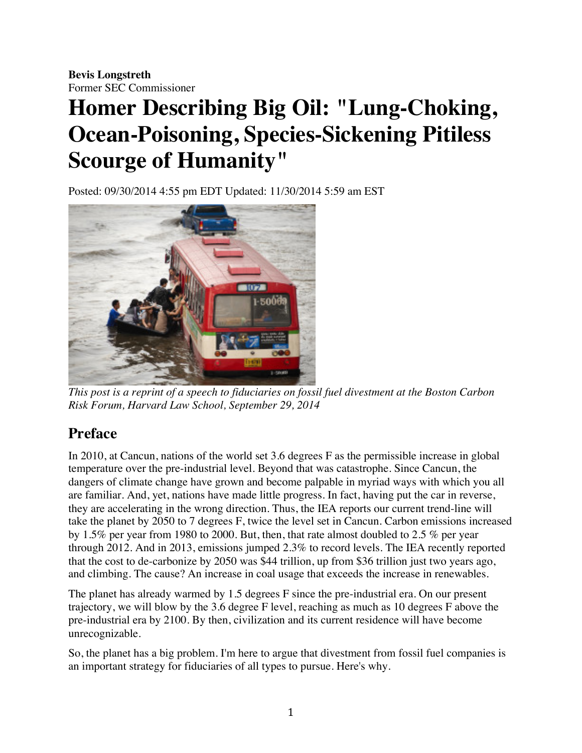**Bevis Longstreth**
Former SEC Commissioner

# Homer Describing Big Oil: "Lung-Choking, Ocean-Poisoning, Species-Sickening Pitiless Scourge of Humanity"

Posted: 09/30/2014 4:55 pm EDT Updated: 11/30/2014 5:59 am EST

*This post is a reprint of a speech to fiduciaries on fossil fuel divestment at the Boston Carbon Risk Forum, Harvard Law School, September 29, 2014*

## Preface

In 2010, at Cancun, nations of the world set 3.6 degrees F as the permissible increase in global temperature over the pre-industrial level. Beyond that was catastrophe. Since Cancun, the dangers of climate change have grown and become palpable in myriad ways with which you all are familiar. And, yet, nations have made little progress. In fact, having put the car in reverse, they are accelerating in the wrong direction. Thus, the IEA reports our current trend-line will take the planet by 2050 to 7 degrees F, twice the level set in Cancun. Carbon emissions increased by 1.5% per year from 1980 to 2000. But, then, that rate almost doubled to 2.5 % per year through 2012. And in 2013, emissions jumped 2.3% to record levels. The IEA recently reported that the cost to de-carbonize by 2050 was $44 trillion, up from $36 trillion just two years ago, and climbing. The cause? An increase in coal usage that exceeds the increase in renewables.

The planet has already warmed by 1.5 degrees F since the pre-industrial era. On our present trajectory, we will blow by the 3.6 degree F level, reaching as much as 10 degrees F above the pre-industrial era by 2100. By then, civilization and its current residence will have become unrecognizable.

So, the planet has a big problem. I'm here to argue that divestment from fossil fuel companies is an important strategy for fiduciaries of all types to pursue. Here's why.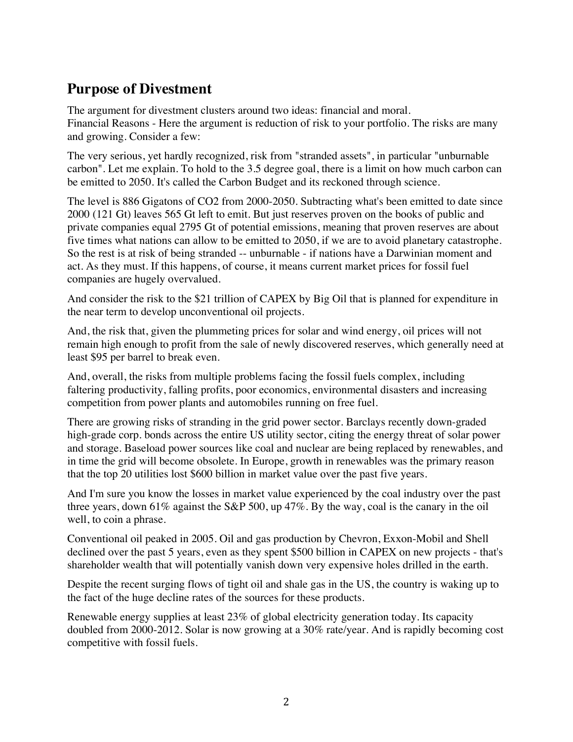## Purpose of Divestment

The argument for divestment clusters around two ideas: financial and moral.
Financial Reasons - Here the argument is reduction of risk to your portfolio. The risks are many and growing. Consider a few:

The very serious, yet hardly recognized, risk from "stranded assets", in particular "unburnable carbon". Let me explain. To hold to the 3.5 degree goal, there is a limit on how much carbon can be emitted to 2050. It's called the Carbon Budget and its reckoned through science.

The level is 886 Gigatons of CO2 from 2000-2050. Subtracting what's been emitted to date since 2000 (121 Gt) leaves 565 Gt left to emit. But just reserves proven on the books of public and private companies equal 2795 Gt of potential emissions, meaning that proven reserves are about five times what nations can allow to be emitted to 2050, if we are to avoid planetary catastrophe. So the rest is at risk of being stranded -- unburnable - if nations have a Darwinian moment and act. As they must. If this happens, of course, it means current market prices for fossil fuel companies are hugely overvalued.

And consider the risk to the $21 trillion of CAPEX by Big Oil that is planned for expenditure in the near term to develop unconventional oil projects.

And, the risk that, given the plummeting prices for solar and wind energy, oil prices will not remain high enough to profit from the sale of newly discovered reserves, which generally need at least $95 per barrel to break even.

And, overall, the risks from multiple problems facing the fossil fuels complex, including faltering productivity, falling profits, poor economics, environmental disasters and increasing competition from power plants and automobiles running on free fuel.

There are growing risks of stranding in the grid power sector. Barclays recently down-graded high-grade corp. bonds across the entire US utility sector, citing the energy threat of solar power and storage. Baseload power sources like coal and nuclear are being replaced by renewables, and in time the grid will become obsolete. In Europe, growth in renewables was the primary reason that the top 20 utilities lost $600 billion in market value over the past five years.

And I'm sure you know the losses in market value experienced by the coal industry over the past three years, down 61% against the S&P 500, up 47%. By the way, coal is the canary in the oil well, to coin a phrase.

Conventional oil peaked in 2005. Oil and gas production by Chevron, Exxon-Mobil and Shell declined over the past 5 years, even as they spent $500 billion in CAPEX on new projects - that's shareholder wealth that will potentially vanish down very expensive holes drilled in the earth.

Despite the recent surging flows of tight oil and shale gas in the US, the country is waking up to the fact of the huge decline rates of the sources for these products.

Renewable energy supplies at least 23% of global electricity generation today. Its capacity doubled from 2000-2012. Solar is now growing at a 30% rate/year. And is rapidly becoming cost competitive with fossil fuels.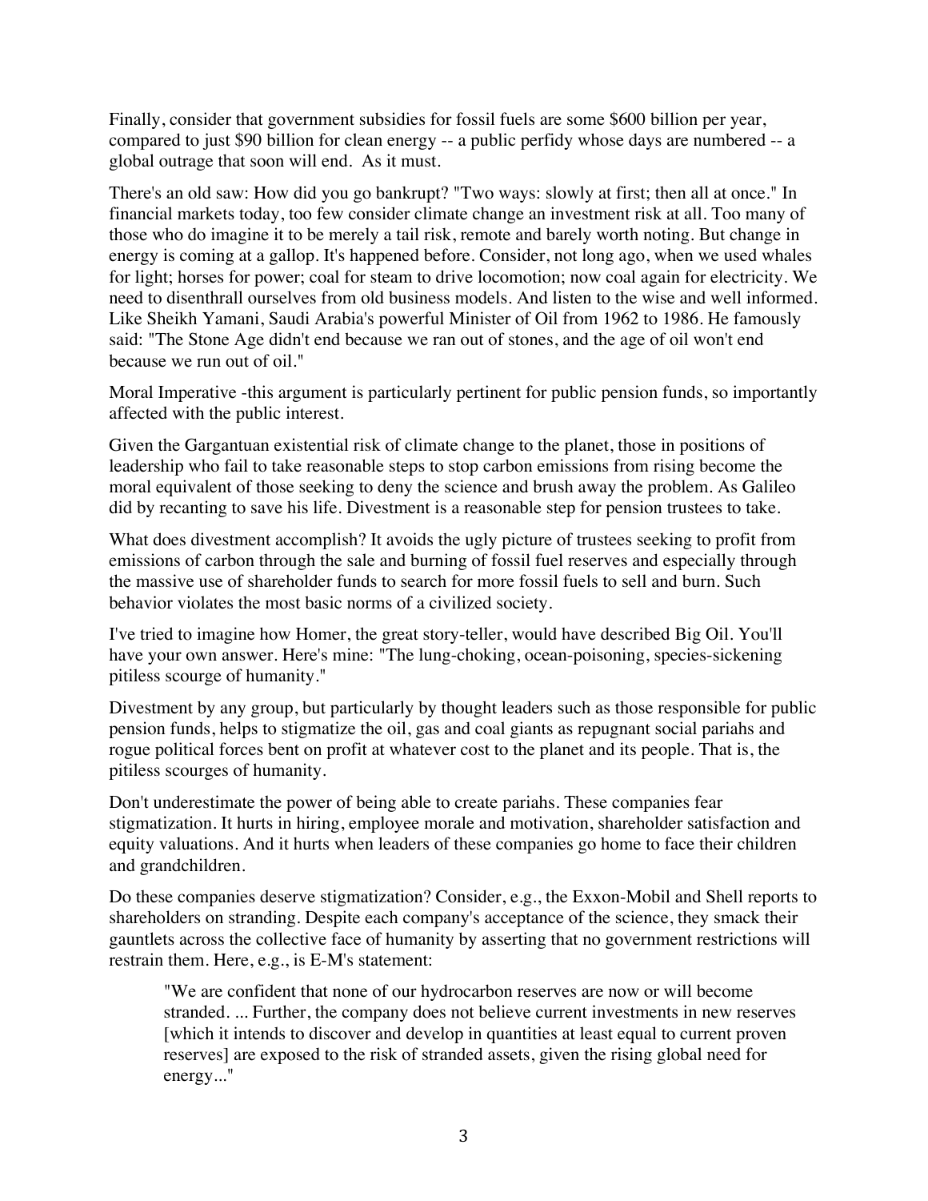Finally, consider that government subsidies for fossil fuels are some $600 billion per year, compared to just $90 billion for clean energy -- a public perfidy whose days are numbered -- a global outrage that soon will end. As it must.

There's an old saw: How did you go bankrupt? "Two ways: slowly at first; then all at once." In financial markets today, too few consider climate change an investment risk at all. Too many of those who do imagine it to be merely a tail risk, remote and barely worth noting. But change in energy is coming at a gallop. It's happened before. Consider, not long ago, when we used whales for light; horses for power; coal for steam to drive locomotion; now coal again for electricity. We need to disenthrall ourselves from old business models. And listen to the wise and well informed. Like Sheikh Yamani, Saudi Arabia's powerful Minister of Oil from 1962 to 1986. He famously said: "The Stone Age didn't end because we ran out of stones, and the age of oil won't end because we run out of oil."

Moral Imperative -this argument is particularly pertinent for public pension funds, so importantly affected with the public interest.

Given the Gargantuan existential risk of climate change to the planet, those in positions of leadership who fail to take reasonable steps to stop carbon emissions from rising become the moral equivalent of those seeking to deny the science and brush away the problem. As Galileo did by recanting to save his life. Divestment is a reasonable step for pension trustees to take.

What does divestment accomplish? It avoids the ugly picture of trustees seeking to profit from emissions of carbon through the sale and burning of fossil fuel reserves and especially through the massive use of shareholder funds to search for more fossil fuels to sell and burn. Such behavior violates the most basic norms of a civilized society.

I've tried to imagine how Homer, the great story-teller, would have described Big Oil. You'll have your own answer. Here's mine: "The lung-choking, ocean-poisoning, species-sickening pitiless scourge of humanity."

Divestment by any group, but particularly by thought leaders such as those responsible for public pension funds, helps to stigmatize the oil, gas and coal giants as repugnant social pariahs and rogue political forces bent on profit at whatever cost to the planet and its people. That is, the pitiless scourges of humanity.

Don't underestimate the power of being able to create pariahs. These companies fear stigmatization. It hurts in hiring, employee morale and motivation, shareholder satisfaction and equity valuations. And it hurts when leaders of these companies go home to face their children and grandchildren.

Do these companies deserve stigmatization? Consider, e.g., the Exxon-Mobil and Shell reports to shareholders on stranding. Despite each company's acceptance of the science, they smack their gauntlets across the collective face of humanity by asserting that no government restrictions will restrain them. Here, e.g., is E-M's statement:

> "We are confident that none of our hydrocarbon reserves are now or will become stranded. ... Further, the company does not believe current investments in new reserves [which it intends to discover and develop in quantities at least equal to current proven reserves] are exposed to the risk of stranded assets, given the rising global need for energy..."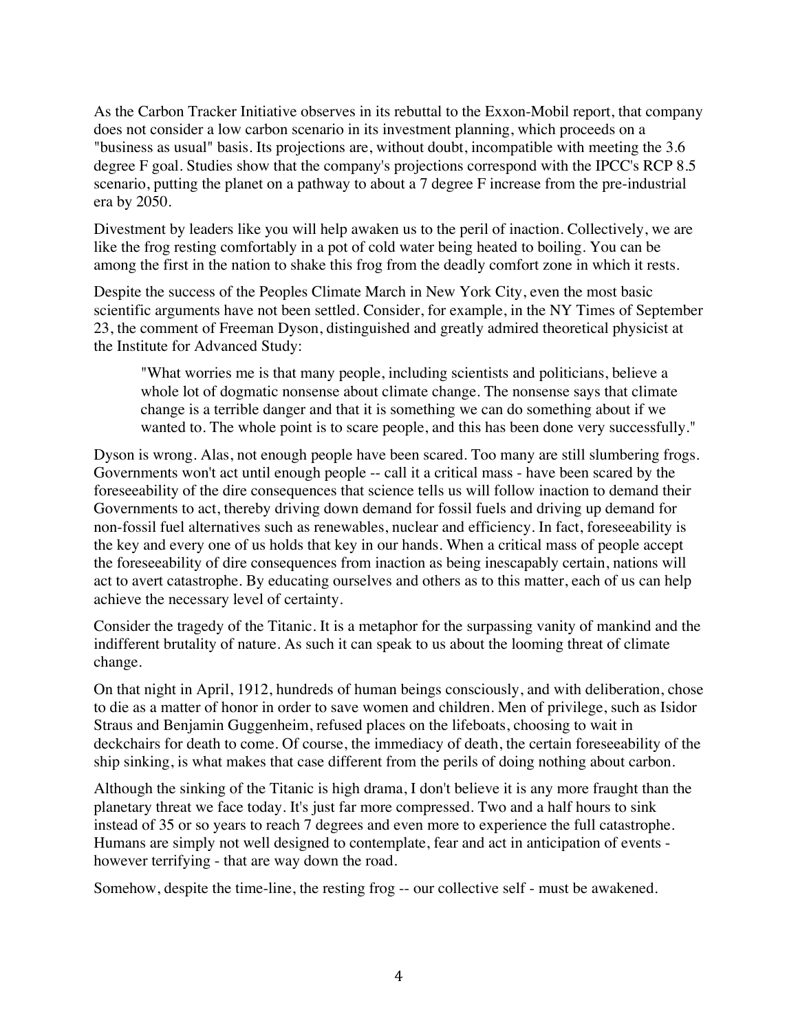As the Carbon Tracker Initiative observes in its rebuttal to the Exxon-Mobil report, that company does not consider a low carbon scenario in its investment planning, which proceeds on a "business as usual" basis. Its projections are, without doubt, incompatible with meeting the 3.6 degree F goal. Studies show that the company's projections correspond with the IPCC's RCP 8.5 scenario, putting the planet on a pathway to about a 7 degree F increase from the pre-industrial era by 2050.

Divestment by leaders like you will help awaken us to the peril of inaction. Collectively, we are like the frog resting comfortably in a pot of cold water being heated to boiling. You can be among the first in the nation to shake this frog from the deadly comfort zone in which it rests.

Despite the success of the Peoples Climate March in New York City, even the most basic scientific arguments have not been settled. Consider, for example, in the NY Times of September 23, the comment of Freeman Dyson, distinguished and greatly admired theoretical physicist at the Institute for Advanced Study:

> "What worries me is that many people, including scientists and politicians, believe a whole lot of dogmatic nonsense about climate change. The nonsense says that climate change is a terrible danger and that it is something we can do something about if we wanted to. The whole point is to scare people, and this has been done very successfully."

Dyson is wrong. Alas, not enough people have been scared. Too many are still slumbering frogs. Governments won't act until enough people -- call it a critical mass - have been scared by the foreseeability of the dire consequences that science tells us will follow inaction to demand their Governments to act, thereby driving down demand for fossil fuels and driving up demand for non-fossil fuel alternatives such as renewables, nuclear and efficiency. In fact, foreseeability is the key and every one of us holds that key in our hands. When a critical mass of people accept the foreseeability of dire consequences from inaction as being inescapably certain, nations will act to avert catastrophe. By educating ourselves and others as to this matter, each of us can help achieve the necessary level of certainty.

Consider the tragedy of the Titanic. It is a metaphor for the surpassing vanity of mankind and the indifferent brutality of nature. As such it can speak to us about the looming threat of climate change.

On that night in April, 1912, hundreds of human beings consciously, and with deliberation, chose to die as a matter of honor in order to save women and children. Men of privilege, such as Isidor Straus and Benjamin Guggenheim, refused places on the lifeboats, choosing to wait in deckchairs for death to come. Of course, the immediacy of death, the certain foreseeability of the ship sinking, is what makes that case different from the perils of doing nothing about carbon.

Although the sinking of the Titanic is high drama, I don't believe it is any more fraught than the planetary threat we face today. It's just far more compressed. Two and a half hours to sink instead of 35 or so years to reach 7 degrees and even more to experience the full catastrophe. Humans are simply not well designed to contemplate, fear and act in anticipation of events - however terrifying - that are way down the road.

Somehow, despite the time-line, the resting frog -- our collective self - must be awakened.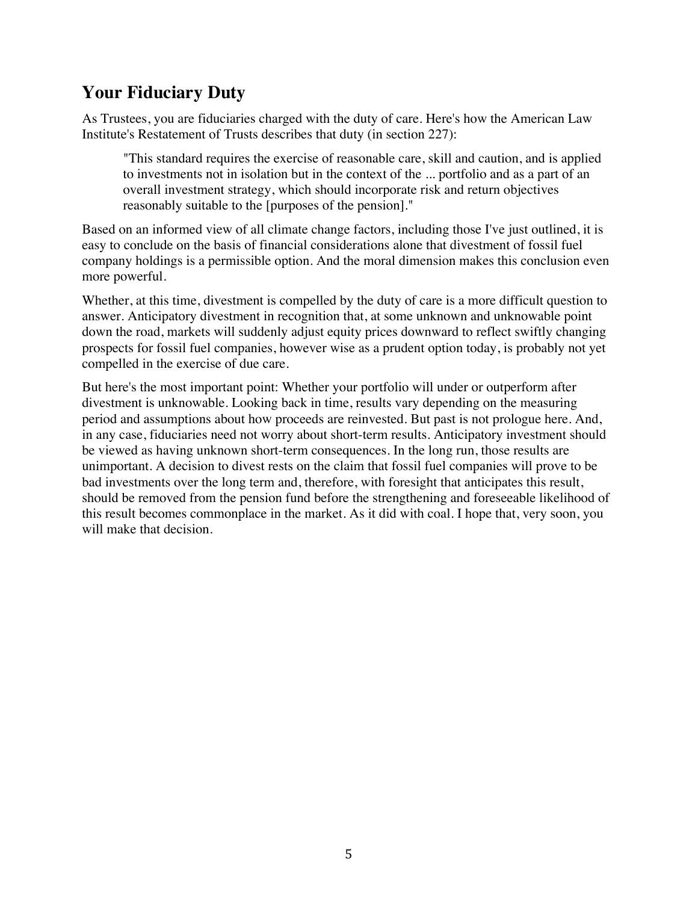## Your Fiduciary Duty

As Trustees, you are fiduciaries charged with the duty of care. Here's how the American Law Institute's Restatement of Trusts describes that duty (in section 227):

> "This standard requires the exercise of reasonable care, skill and caution, and is applied to investments not in isolation but in the context of the ... portfolio and as a part of an overall investment strategy, which should incorporate risk and return objectives reasonably suitable to the [purposes of the pension]."

Based on an informed view of all climate change factors, including those I've just outlined, it is easy to conclude on the basis of financial considerations alone that divestment of fossil fuel company holdings is a permissible option. And the moral dimension makes this conclusion even more powerful.

Whether, at this time, divestment is compelled by the duty of care is a more difficult question to answer. Anticipatory divestment in recognition that, at some unknown and unknowable point down the road, markets will suddenly adjust equity prices downward to reflect swiftly changing prospects for fossil fuel companies, however wise as a prudent option today, is probably not yet compelled in the exercise of due care.

But here's the most important point: Whether your portfolio will under or outperform after divestment is unknowable. Looking back in time, results vary depending on the measuring period and assumptions about how proceeds are reinvested. But past is not prologue here. And, in any case, fiduciaries need not worry about short-term results. Anticipatory investment should be viewed as having unknown short-term consequences. In the long run, those results are unimportant. A decision to divest rests on the claim that fossil fuel companies will prove to be bad investments over the long term and, therefore, with foresight that anticipates this result, should be removed from the pension fund before the strengthening and foreseeable likelihood of this result becomes commonplace in the market. As it did with coal. I hope that, very soon, you will make that decision.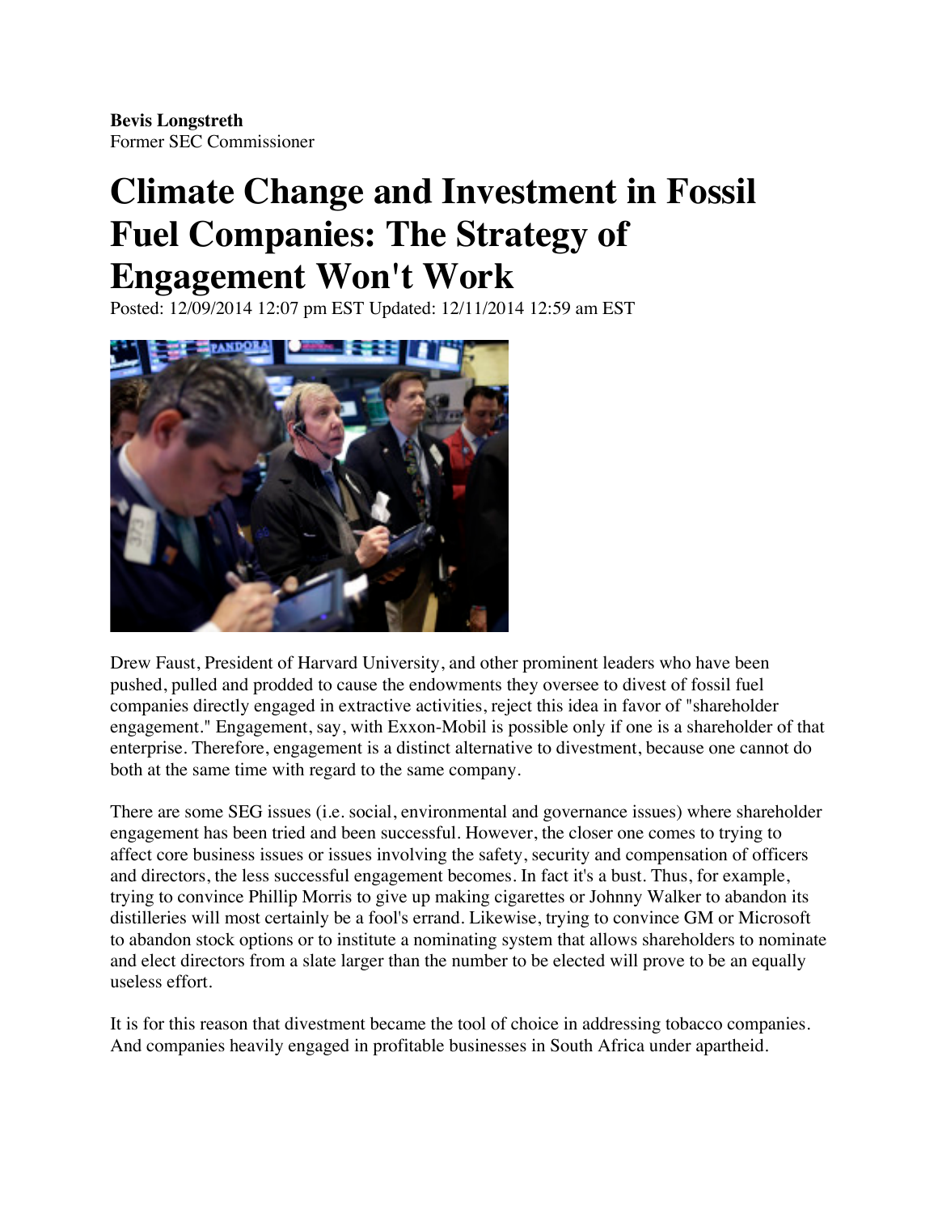**Bevis Longstreth**
Former SEC Commissioner

# Climate Change and Investment in Fossil Fuel Companies: The Strategy of Engagement Won't Work

Posted: 12/09/2014 12:07 pm EST Updated: 12/11/2014 12:59 am EST

Drew Faust, President of Harvard University, and other prominent leaders who have been pushed, pulled and prodded to cause the endowments they oversee to divest of fossil fuel companies directly engaged in extractive activities, reject this idea in favor of "shareholder engagement." Engagement, say, with Exxon-Mobil is possible only if one is a shareholder of that enterprise. Therefore, engagement is a distinct alternative to divestment, because one cannot do both at the same time with regard to the same company.

There are some SEG issues (i.e. social, environmental and governance issues) where shareholder engagement has been tried and been successful. However, the closer one comes to trying to affect core business issues or issues involving the safety, security and compensation of officers and directors, the less successful engagement becomes. In fact it's a bust. Thus, for example, trying to convince Phillip Morris to give up making cigarettes or Johnny Walker to abandon its distilleries will most certainly be a fool's errand. Likewise, trying to convince GM or Microsoft to abandon stock options or to institute a nominating system that allows shareholders to nominate and elect directors from a slate larger than the number to be elected will prove to be an equally useless effort.

It is for this reason that divestment became the tool of choice in addressing tobacco companies. And companies heavily engaged in profitable businesses in South Africa under apartheid.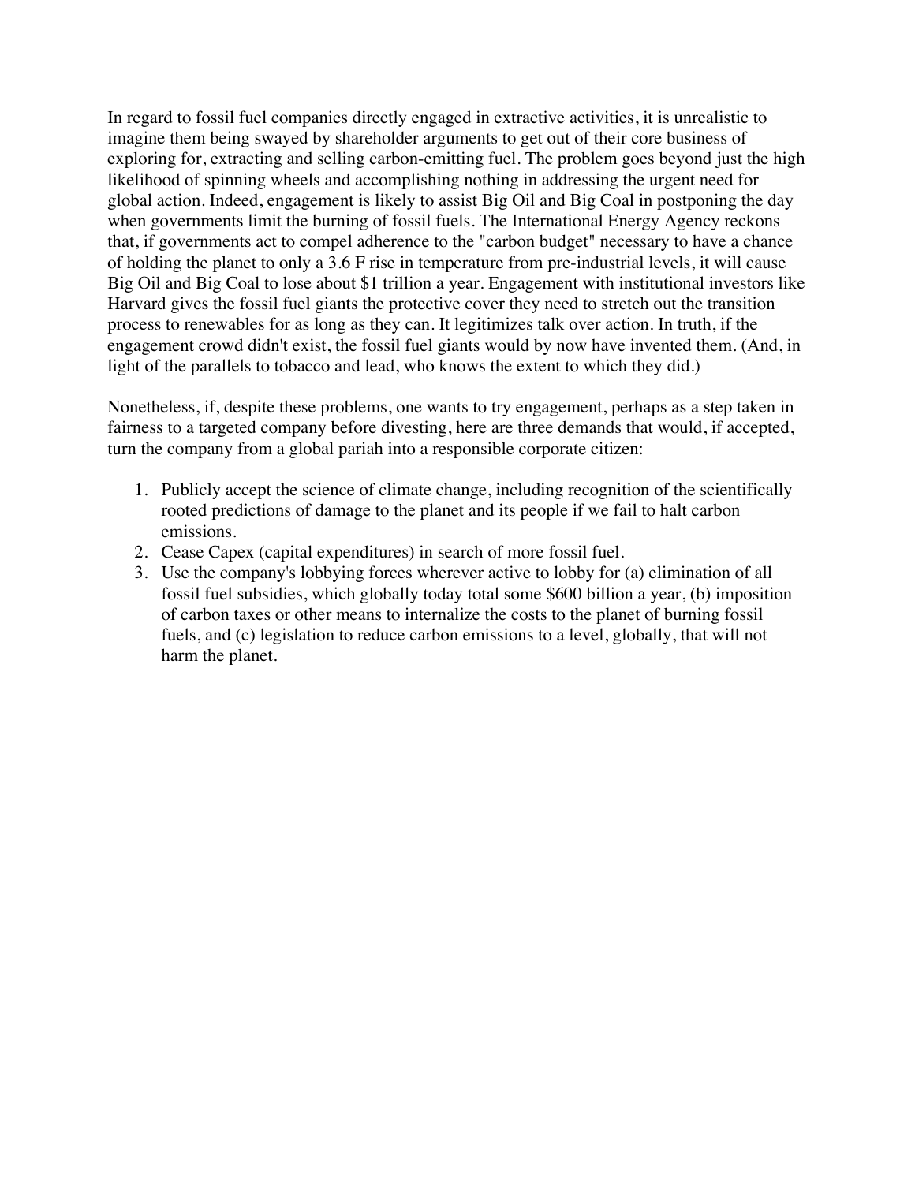In regard to fossil fuel companies directly engaged in extractive activities, it is unrealistic to imagine them being swayed by shareholder arguments to get out of their core business of exploring for, extracting and selling carbon-emitting fuel. The problem goes beyond just the high likelihood of spinning wheels and accomplishing nothing in addressing the urgent need for global action. Indeed, engagement is likely to assist Big Oil and Big Coal in postponing the day when governments limit the burning of fossil fuels. The International Energy Agency reckons that, if governments act to compel adherence to the "carbon budget" necessary to have a chance of holding the planet to only a 3.6 F rise in temperature from pre-industrial levels, it will cause Big Oil and Big Coal to lose about $1 trillion a year. Engagement with institutional investors like Harvard gives the fossil fuel giants the protective cover they need to stretch out the transition process to renewables for as long as they can. It legitimizes talk over action. In truth, if the engagement crowd didn't exist, the fossil fuel giants would by now have invented them. (And, in light of the parallels to tobacco and lead, who knows the extent to which they did.)

Nonetheless, if, despite these problems, one wants to try engagement, perhaps as a step taken in fairness to a targeted company before divesting, here are three demands that would, if accepted, turn the company from a global pariah into a responsible corporate citizen:

1. Publicly accept the science of climate change, including recognition of the scientifically rooted predictions of damage to the planet and its people if we fail to halt carbon emissions.
2. Cease Capex (capital expenditures) in search of more fossil fuel.
3. Use the company's lobbying forces wherever active to lobby for (a) elimination of all fossil fuel subsidies, which globally today total some $600 billion a year, (b) imposition of carbon taxes or other means to internalize the costs to the planet of burning fossil fuels, and (c) legislation to reduce carbon emissions to a level, globally, that will not harm the planet.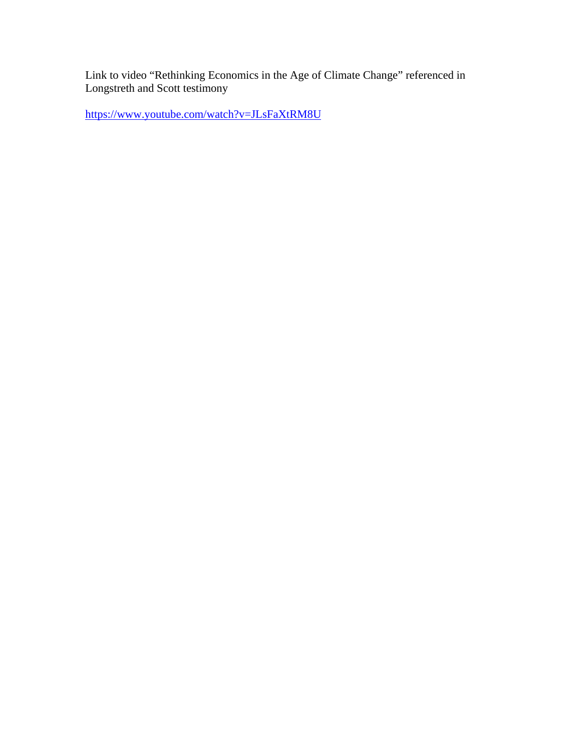Link to video "Rethinking Economics in the Age of Climate Change" referenced in Longstreth and Scott testimony

https://www.youtube.com/watch?v=JLsFaXtRM8U